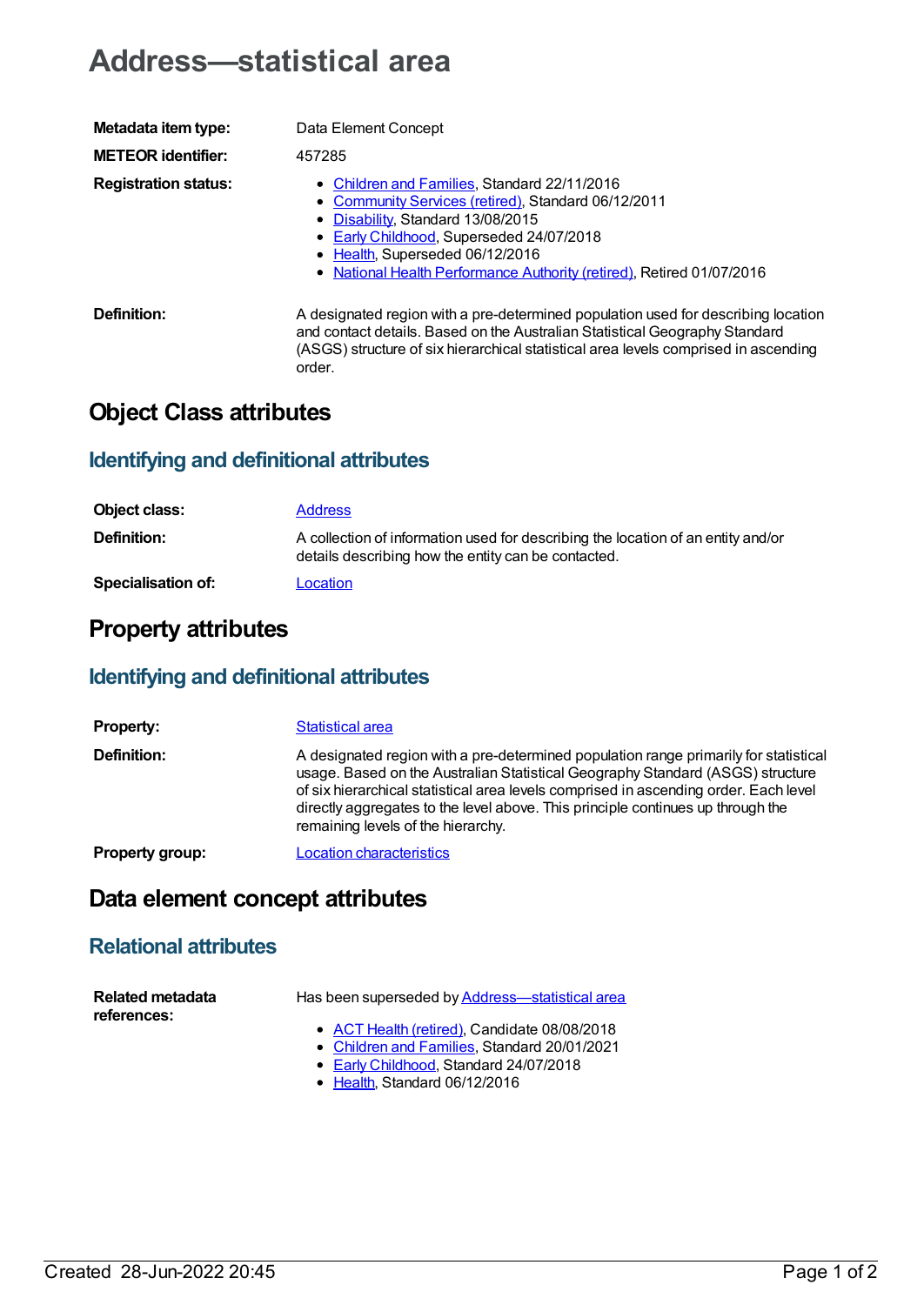# Address—statistical area

| | |
|---|---|
| **Metadata item type:** | Data Element Concept |
| **METEOR identifier:** | 457285 |
| **Registration status:** | • Children and Families, Standard 22/11/2016<br>• Community Services (retired), Standard 06/12/2011<br>• Disability, Standard 13/08/2015<br>• Early Childhood, Superseded 24/07/2018<br>• Health, Superseded 06/12/2016<br>• National Health Performance Authority (retired), Retired 01/07/2016 |
| **Definition:** | A designated region with a pre-determined population used for describing location and contact details. Based on the Australian Statistical Geography Standard (ASGS) structure of six hierarchical statistical area levels comprised in ascending order. |

## Object Class attributes

### Identifying and definitional attributes

| | |
|---|---|
| **Object class:** | Address |
| **Definition:** | A collection of information used for describing the location of an entity and/or details describing how the entity can be contacted. |
| **Specialisation of:** | Location |

## Property attributes

### Identifying and definitional attributes

| | |
|---|---|
| **Property:** | Statistical area |
| **Definition:** | A designated region with a pre-determined population range primarily for statistical usage. Based on the Australian Statistical Geography Standard (ASGS) structure of six hierarchical statistical area levels comprised in ascending order. Each level directly aggregates to the level above. This principle continues up through the remaining levels of the hierarchy. |
| **Property group:** | Location characteristics |

## Data element concept attributes

### Relational attributes

| | |
|---|---|
| **Related metadata references:** | Has been superseded by Address—statistical area<br>• ACT Health (retired), Candidate 08/08/2018<br>• Children and Families, Standard 20/01/2021<br>• Early Childhood, Standard 24/07/2018<br>• Health, Standard 06/12/2016 |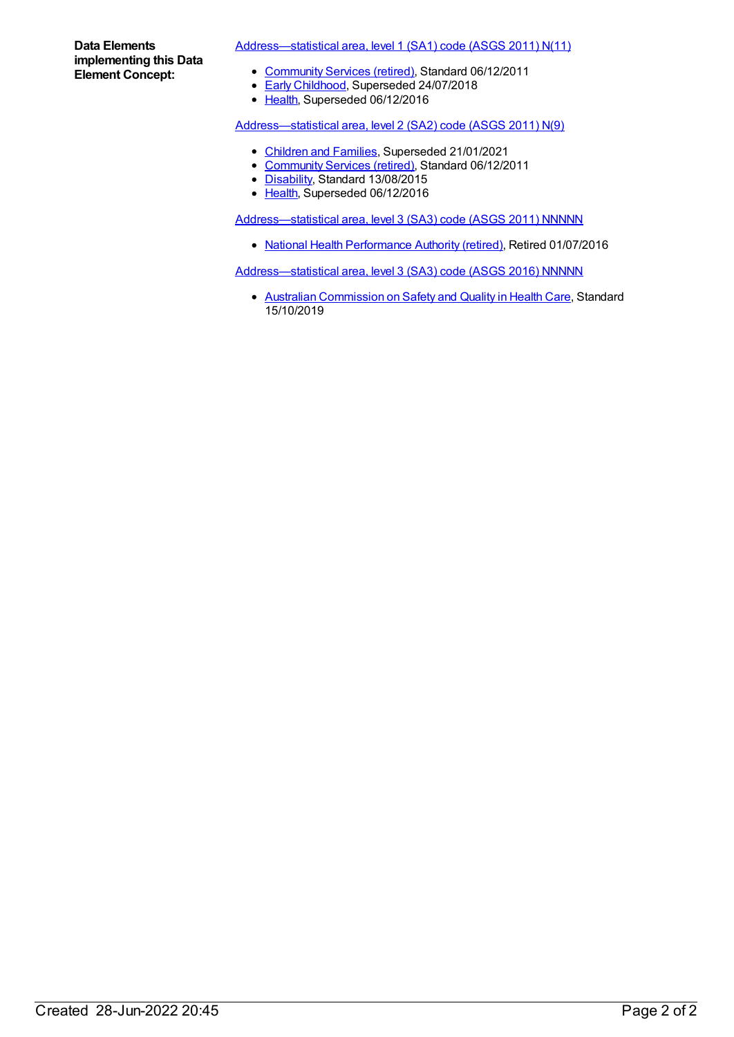**Data Elements implementing this Data Element Concept:**

Address—statistical area, level 1 (SA1) code (ASGS 2011) N(11)

- Community Services (retired), Standard 06/12/2011
- Early Childhood, Superseded 24/07/2018
- Health, Superseded 06/12/2016

Address—statistical area, level 2 (SA2) code (ASGS 2011) N(9)

- Children and Families, Superseded 21/01/2021
- Community Services (retired), Standard 06/12/2011
- Disability, Standard 13/08/2015
- Health, Superseded 06/12/2016

Address—statistical area, level 3 (SA3) code (ASGS 2011) NNNNN

- National Health Performance Authority (retired), Retired 01/07/2016

Address—statistical area, level 3 (SA3) code (ASGS 2016) NNNNN

- Australian Commission on Safety and Quality in Health Care, Standard 15/10/2019